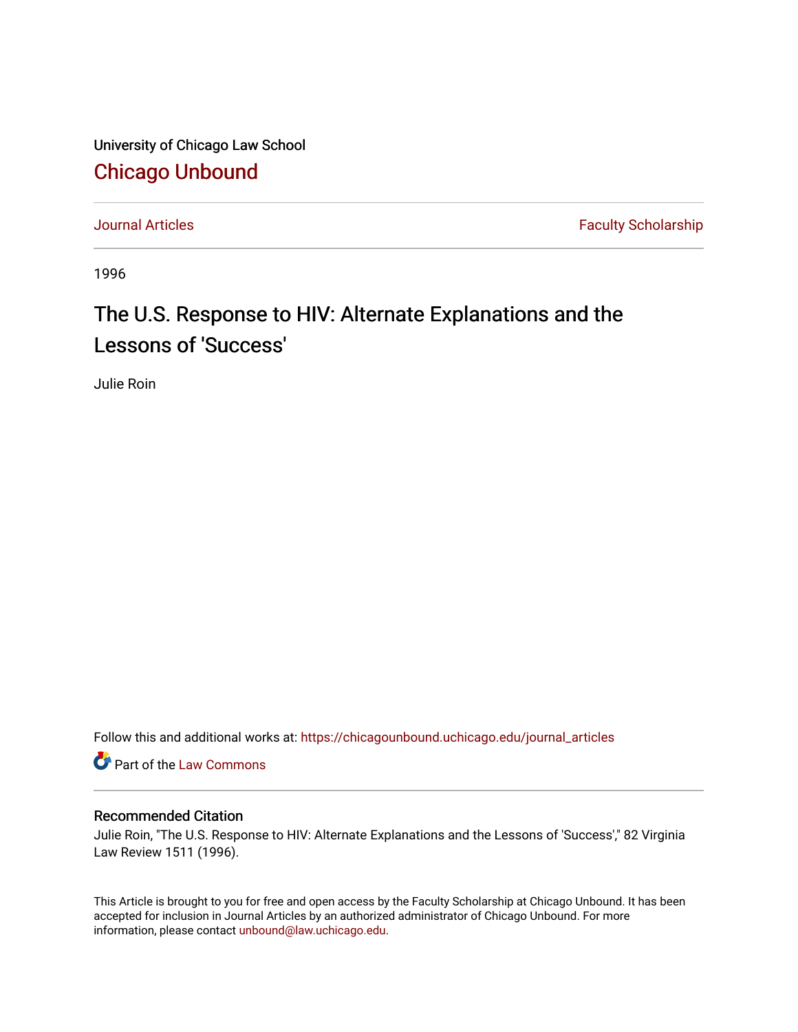University of Chicago Law School

# Chicago Unbound

Journal Articles | Faculty Scholarship

1996

## The U.S. Response to HIV: Alternate Explanations and the Lessons of 'Success'

Julie Roin

Follow this and additional works at: https://chicagounbound.uchicago.edu/journal_articles

Part of the Law Commons

### Recommended Citation

Julie Roin, "The U.S. Response to HIV: Alternate Explanations and the Lessons of 'Success'," 82 Virginia Law Review 1511 (1996).

This Article is brought to you for free and open access by the Faculty Scholarship at Chicago Unbound. It has been accepted for inclusion in Journal Articles by an authorized administrator of Chicago Unbound. For more information, please contact unbound@law.uchicago.edu.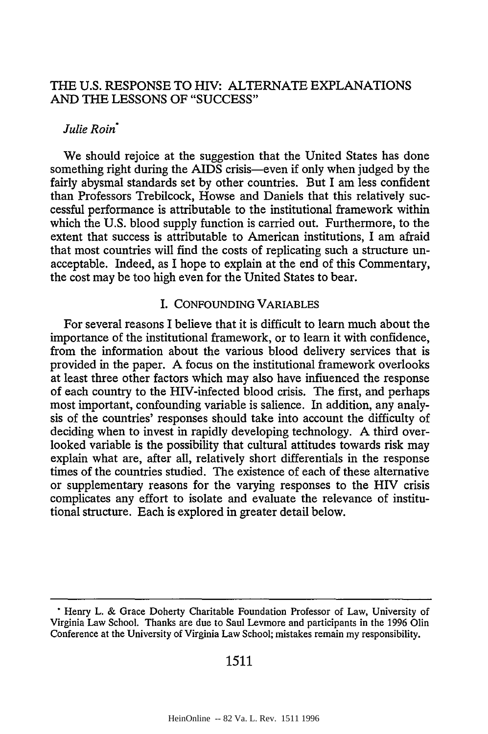# THE U.S. RESPONSE TO HIV: ALTERNATE EXPLANATIONS AND THE LESSONS OF "SUCCESS"

*Julie Roin*\*

We should rejoice at the suggestion that the United States has done something right during the AIDS crisis—even if only when judged by the fairly abysmal standards set by other countries. But I am less confident than Professors Trebilcock, Howse and Daniels that this relatively successful performance is attributable to the institutional framework within which the U.S. blood supply function is carried out. Furthermore, to the extent that success is attributable to American institutions, I am afraid that most countries will find the costs of replicating such a structure unacceptable. Indeed, as I hope to explain at the end of this Commentary, the cost may be too high even for the United States to bear.

## I. CONFOUNDING VARIABLES

For several reasons I believe that it is difficult to learn much about the importance of the institutional framework, or to learn it with confidence, from the information about the various blood delivery services that is provided in the paper. A focus on the institutional framework overlooks at least three other factors which may also have influenced the response of each country to the HIV-infected blood crisis. The first, and perhaps most important, confounding variable is salience. In addition, any analysis of the countries' responses should take into account the difficulty of deciding when to invest in rapidly developing technology. A third overlooked variable is the possibility that cultural attitudes towards risk may explain what are, after all, relatively short differentials in the response times of the countries studied. The existence of each of these alternative or supplementary reasons for the varying responses to the HIV crisis complicates any effort to isolate and evaluate the relevance of institutional structure. Each is explored in greater detail below.

---

\* Henry L. & Grace Doherty Charitable Foundation Professor of Law, University of Virginia Law School. Thanks are due to Saul Levmore and participants in the 1996 Olin Conference at the University of Virginia Law School; mistakes remain my responsibility.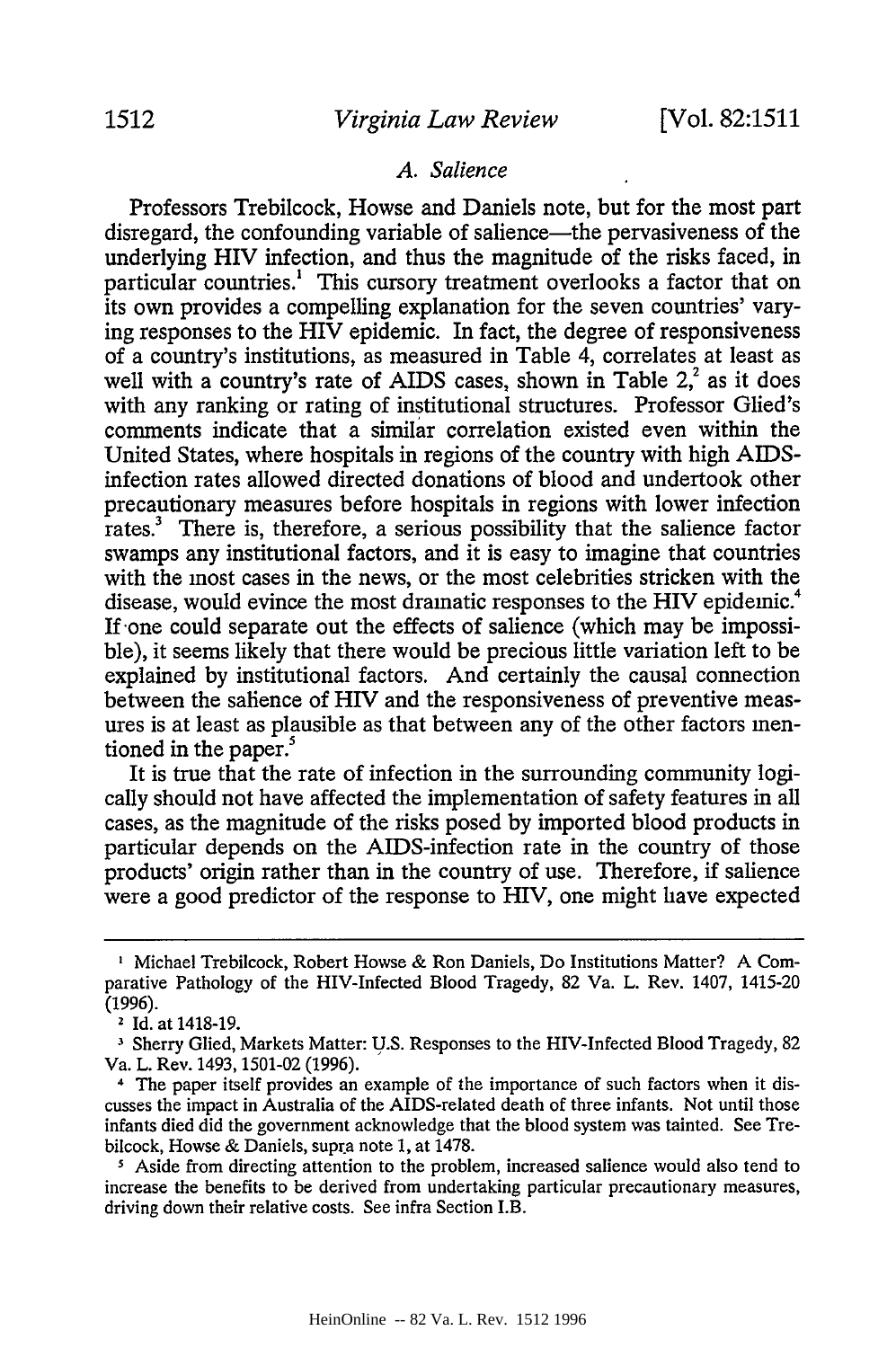### *A. Salience*

Professors Trebilcock, Howse and Daniels note, but for the most part disregard, the confounding variable of salience—the pervasiveness of the underlying HIV infection, and thus the magnitude of the risks faced, in particular countries.[1] This cursory treatment overlooks a factor that on its own provides a compelling explanation for the seven countries' varying responses to the HIV epidemic. In fact, the degree of responsiveness of a country's institutions, as measured in Table 4, correlates at least as well with a country's rate of AIDS cases, shown in Table 2,[2] as it does with any ranking or rating of institutional structures. Professor Glied's comments indicate that a similar correlation existed even within the United States, where hospitals in regions of the country with high AIDS-infection rates allowed directed donations of blood and undertook other precautionary measures before hospitals in regions with lower infection rates.[3] There is, therefore, a serious possibility that the salience factor swamps any institutional factors, and it is easy to imagine that countries with the most cases in the news, or the most celebrities stricken with the disease, would evince the most dramatic responses to the HIV epidemic.[4] If one could separate out the effects of salience (which may be impossible), it seems likely that there would be precious little variation left to be explained by institutional factors. And certainly the causal connection between the salience of HIV and the responsiveness of preventive measures is at least as plausible as that between any of the other factors mentioned in the paper.[5]

It is true that the rate of infection in the surrounding community logically should not have affected the implementation of safety features in all cases, as the magnitude of the risks posed by imported blood products in particular depends on the AIDS-infection rate in the country of those products' origin rather than in the country of use. Therefore, if salience were a good predictor of the response to HIV, one might have expected

---

[1] Michael Trebilcock, Robert Howse & Ron Daniels, Do Institutions Matter? A Comparative Pathology of the HIV-Infected Blood Tragedy, 82 Va. L. Rev. 1407, 1415-20 (1996).

[2] Id. at 1418-19.

[3] Sherry Glied, Markets Matter: U.S. Responses to the HIV-Infected Blood Tragedy, 82 Va. L. Rev. 1493, 1501-02 (1996).

[4] The paper itself provides an example of the importance of such factors when it discusses the impact in Australia of the AIDS-related death of three infants. Not until those infants died did the government acknowledge that the blood system was tainted. See Trebilcock, Howse & Daniels, supra note 1, at 1478.

[5] Aside from directing attention to the problem, increased salience would also tend to increase the benefits to be derived from undertaking particular precautionary measures, driving down their relative costs. See infra Section I.B.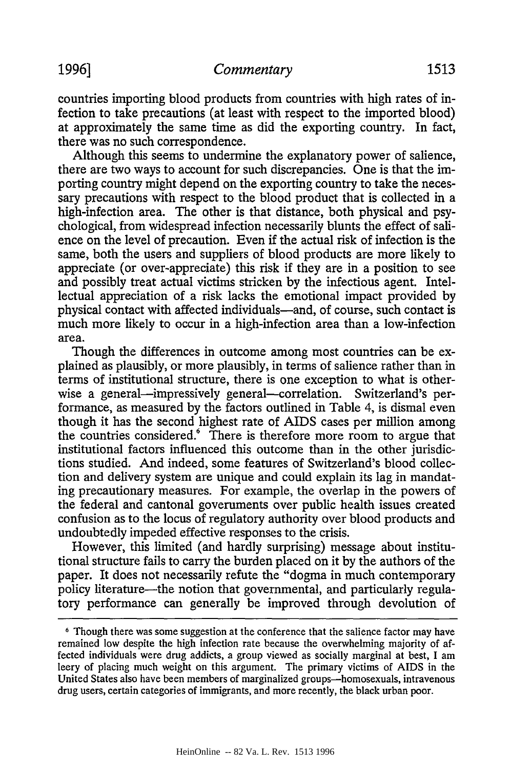countries importing blood products from countries with high rates of infection to take precautions (at least with respect to the imported blood) at approximately the same time as did the exporting country. In fact, there was no such correspondence.

Although this seems to undermine the explanatory power of salience, there are two ways to account for such discrepancies. One is that the importing country might depend on the exporting country to take the necessary precautions with respect to the blood product that is collected in a high-infection area. The other is that distance, both physical and psychological, from widespread infection necessarily blunts the effect of salience on the level of precaution. Even if the actual risk of infection is the same, both the users and suppliers of blood products are more likely to appreciate (or over-appreciate) this risk if they are in a position to see and possibly treat actual victims stricken by the infectious agent. Intellectual appreciation of a risk lacks the emotional impact provided by physical contact with affected individuals—and, of course, such contact is much more likely to occur in a high-infection area than a low-infection area.

Though the differences in outcome among most countries can be explained as plausibly, or more plausibly, in terms of salience rather than in terms of institutional structure, there is one exception to what is otherwise a general—impressively general—correlation. Switzerland's performance, as measured by the factors outlined in Table 4, is dismal even though it has the second highest rate of AIDS cases per million among the countries considered.[6] There is therefore more room to argue that institutional factors influenced this outcome than in the other jurisdictions studied. And indeed, some features of Switzerland's blood collection and delivery system are unique and could explain its lag in mandating precautionary measures. For example, the overlap in the powers of the federal and cantonal governments over public health issues created confusion as to the locus of regulatory authority over blood products and undoubtedly impeded effective responses to the crisis.

However, this limited (and hardly surprising) message about institutional structure fails to carry the burden placed on it by the authors of the paper. It does not necessarily refute the "dogma in much contemporary policy literature—the notion that governmental, and particularly regulatory performance can generally be improved through devolution of

---

[6] Though there was some suggestion at the conference that the salience factor may have remained low despite the high infection rate because the overwhelming majority of affected individuals were drug addicts, a group viewed as socially marginal at best, I am leery of placing much weight on this argument. The primary victims of AIDS in the United States also have been members of marginalized groups—homosexuals, intravenous drug users, certain categories of immigrants, and more recently, the black urban poor.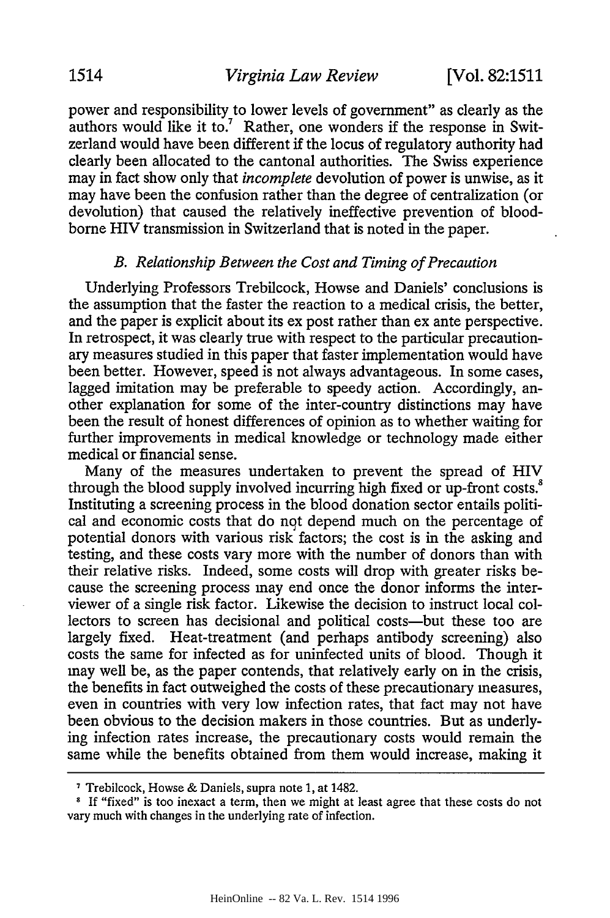power and responsibility to lower levels of government" as clearly as the authors would like it to.[7] Rather, one wonders if the response in Switzerland would have been different if the locus of regulatory authority had clearly been allocated to the cantonal authorities. The Swiss experience may in fact show only that *incomplete* devolution of power is unwise, as it may have been the confusion rather than the degree of centralization (or devolution) that caused the relatively ineffective prevention of blood-borne HIV transmission in Switzerland that is noted in the paper.

### *B. Relationship Between the Cost and Timing of Precaution*

Underlying Professors Trebilcock, Howse and Daniels' conclusions is the assumption that the faster the reaction to a medical crisis, the better, and the paper is explicit about its ex post rather than ex ante perspective. In retrospect, it was clearly true with respect to the particular precautionary measures studied in this paper that faster implementation would have been better. However, speed is not always advantageous. In some cases, lagged imitation may be preferable to speedy action. Accordingly, another explanation for some of the inter-country distinctions may have been the result of honest differences of opinion as to whether waiting for further improvements in medical knowledge or technology made either medical or financial sense.

Many of the measures undertaken to prevent the spread of HIV through the blood supply involved incurring high fixed or up-front costs.[8] Instituting a screening process in the blood donation sector entails political and economic costs that do not depend much on the percentage of potential donors with various risk factors; the cost is in the asking and testing, and these costs vary more with the number of donors than with their relative risks. Indeed, some costs will drop with greater risks because the screening process may end once the donor informs the interviewer of a single risk factor. Likewise the decision to instruct local collectors to screen has decisional and political costs—but these too are largely fixed. Heat-treatment (and perhaps antibody screening) also costs the same for infected as for uninfected units of blood. Though it may well be, as the paper contends, that relatively early on in the crisis, the benefits in fact outweighed the costs of these precautionary measures, even in countries with very low infection rates, that fact may not have been obvious to the decision makers in those countries. But as underlying infection rates increase, the precautionary costs would remain the same while the benefits obtained from them would increase, making it

---

[7] Trebilcock, Howse & Daniels, supra note 1, at 1482.

[8] If "fixed" is too inexact a term, then we might at least agree that these costs do not vary much with changes in the underlying rate of infection.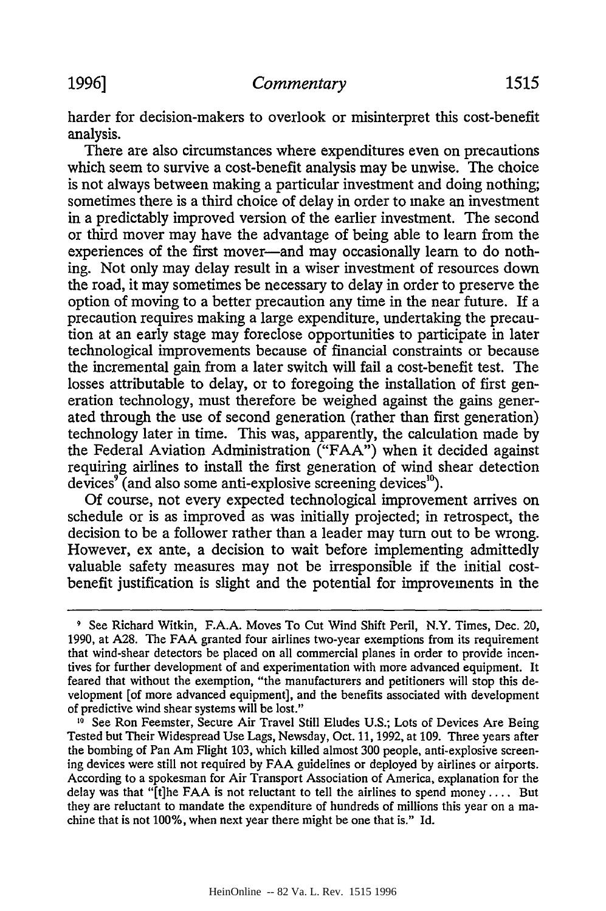harder for decision-makers to overlook or misinterpret this cost-benefit analysis.

There are also circumstances where expenditures even on precautions which seem to survive a cost-benefit analysis may be unwise. The choice is not always between making a particular investment and doing nothing; sometimes there is a third choice of delay in order to make an investment in a predictably improved version of the earlier investment. The second or third mover may have the advantage of being able to learn from the experiences of the first mover—and may occasionally learn to do nothing. Not only may delay result in a wiser investment of resources down the road, it may sometimes be necessary to delay in order to preserve the option of moving to a better precaution any time in the near future. If a precaution requires making a large expenditure, undertaking the precaution at an early stage may foreclose opportunities to participate in later technological improvements because of financial constraints or because the incremental gain from a later switch will fail a cost-benefit test. The losses attributable to delay, or to foregoing the installation of first generation technology, must therefore be weighed against the gains generated through the use of second generation (rather than first generation) technology later in time. This was, apparently, the calculation made by the Federal Aviation Administration ("FAA") when it decided against requiring airlines to install the first generation of wind shear detection devices[9] (and also some anti-explosive screening devices[10]).

Of course, not every expected technological improvement arrives on schedule or is as improved as was initially projected; in retrospect, the decision to be a follower rather than a leader may turn out to be wrong. However, ex ante, a decision to wait before implementing admittedly valuable safety measures may not be irresponsible if the initial cost-benefit justification is slight and the potential for improvements in the

---

[9] See Richard Witkin, F.A.A. Moves To Cut Wind Shift Peril, N.Y. Times, Dec. 20, 1990, at A28. The FAA granted four airlines two-year exemptions from its requirement that wind-shear detectors be placed on all commercial planes in order to provide incentives for further development of and experimentation with more advanced equipment. It feared that without the exemption, "the manufacturers and petitioners will stop this development [of more advanced equipment], and the benefits associated with development of predictive wind shear systems will be lost."

[10] See Ron Feemster, Secure Air Travel Still Eludes U.S.; Lots of Devices Are Being Tested but Their Widespread Use Lags, Newsday, Oct. 11, 1992, at 109. Three years after the bombing of Pan Am Flight 103, which killed almost 300 people, anti-explosive screening devices were still not required by FAA guidelines or deployed by airlines or airports. According to a spokesman for Air Transport Association of America, explanation for the delay was that "[t]he FAA is not reluctant to tell the airlines to spend money.... But they are reluctant to mandate the expenditure of hundreds of millions this year on a machine that is not 100%, when next year there might be one that is." Id.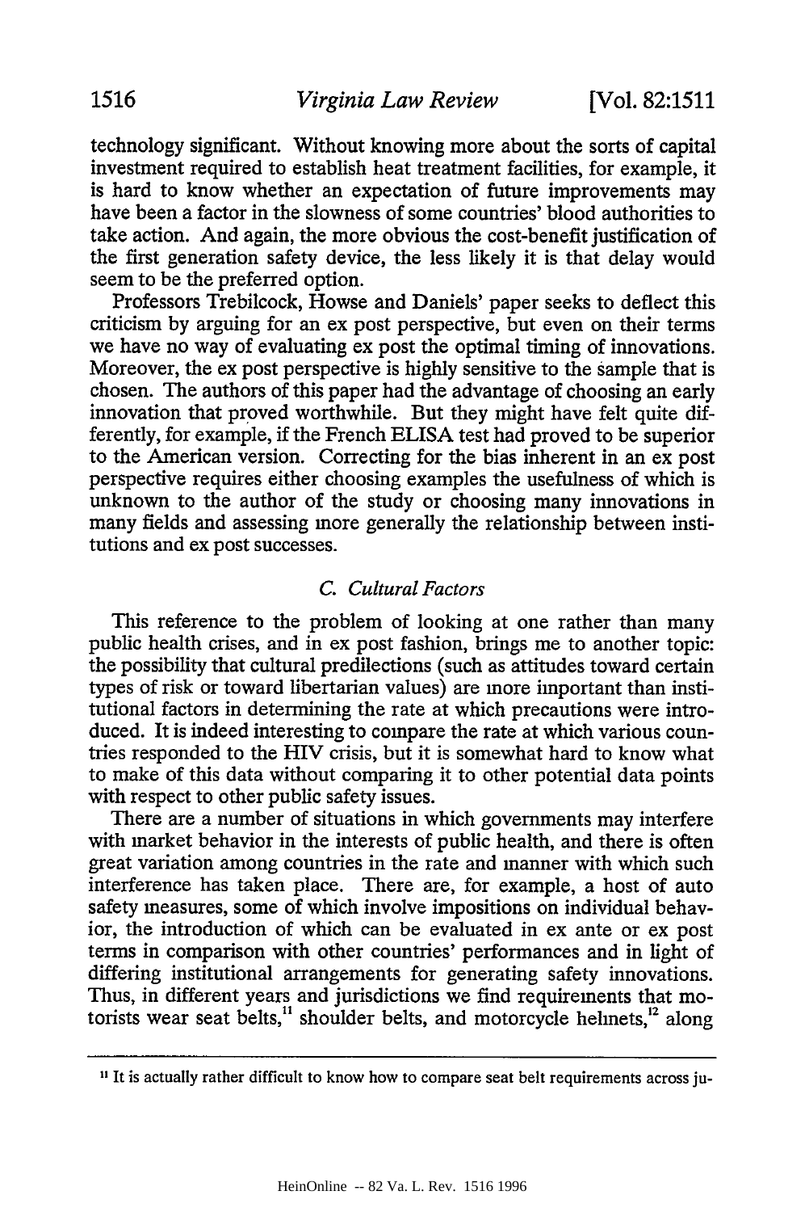technology significant. Without knowing more about the sorts of capital investment required to establish heat treatment facilities, for example, it is hard to know whether an expectation of future improvements may have been a factor in the slowness of some countries' blood authorities to take action. And again, the more obvious the cost-benefit justification of the first generation safety device, the less likely it is that delay would seem to be the preferred option.

Professors Trebilcock, Howse and Daniels' paper seeks to deflect this criticism by arguing for an ex post perspective, but even on their terms we have no way of evaluating ex post the optimal timing of innovations. Moreover, the ex post perspective is highly sensitive to the sample that is chosen. The authors of this paper had the advantage of choosing an early innovation that proved worthwhile. But they might have felt quite differently, for example, if the French ELISA test had proved to be superior to the American version. Correcting for the bias inherent in an ex post perspective requires either choosing examples the usefulness of which is unknown to the author of the study or choosing many innovations in many fields and assessing more generally the relationship between institutions and ex post successes.

### *C. Cultural Factors*

This reference to the problem of looking at one rather than many public health crises, and in ex post fashion, brings me to another topic: the possibility that cultural predilections (such as attitudes toward certain types of risk or toward libertarian values) are more important than institutional factors in determining the rate at which precautions were introduced. It is indeed interesting to compare the rate at which various countries responded to the HIV crisis, but it is somewhat hard to know what to make of this data without comparing it to other potential data points with respect to other public safety issues.

There are a number of situations in which governments may interfere with market behavior in the interests of public health, and there is often great variation among countries in the rate and manner with which such interference has taken place. There are, for example, a host of auto safety measures, some of which involve impositions on individual behavior, the introduction of which can be evaluated in ex ante or ex post terms in comparison with other countries' performances and in light of differing institutional arrangements for generating safety innovations. Thus, in different years and jurisdictions we find requirements that motorists wear seat belts,[11] shoulder belts, and motorcycle helmets,[12] along

---

[11] It is actually rather difficult to know how to compare seat belt requirements across ju-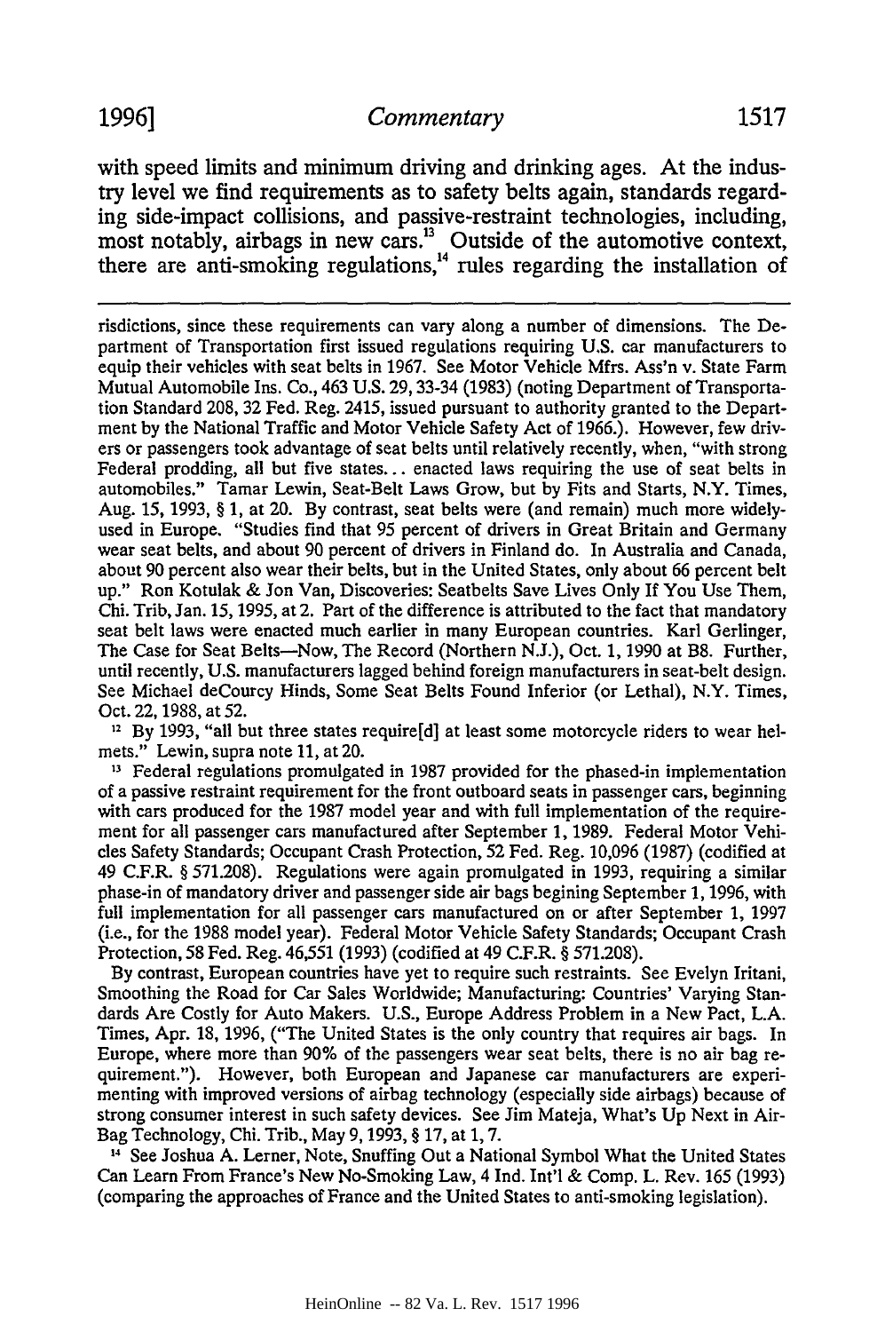with speed limits and minimum driving and drinking ages. At the industry level we find requirements as to safety belts again, standards regarding side-impact collisions, and passive-restraint technologies, including, most notably, airbags in new cars.[13] Outside of the automotive context, there are anti-smoking regulations,[14] rules regarding the installation of

---

risdictions, since these requirements can vary along a number of dimensions. The Department of Transportation first issued regulations requiring U.S. car manufacturers to equip their vehicles with seat belts in 1967. See Motor Vehicle Mfrs. Ass'n v. State Farm Mutual Automobile Ins. Co., 463 U.S. 29, 33-34 (1983) (noting Department of Transportation Standard 208, 32 Fed. Reg. 2415, issued pursuant to authority granted to the Department by the National Traffic and Motor Vehicle Safety Act of 1966.). However, few drivers or passengers took advantage of seat belts until relatively recently, when, "with strong Federal prodding, all but five states... enacted laws requiring the use of seat belts in automobiles." Tamar Lewin, Seat-Belt Laws Grow, but by Fits and Starts, N.Y. Times, Aug. 15, 1993, § 1, at 20. By contrast, seat belts were (and remain) much more widely-used in Europe. "Studies find that 95 percent of drivers in Great Britain and Germany wear seat belts, and about 90 percent of drivers in Finland do. In Australia and Canada, about 90 percent also wear their belts, but in the United States, only about 66 percent belt up." Ron Kotulak & Jon Van, Discoveries: Seatbelts Save Lives Only If You Use Them, Chi. Trib, Jan. 15, 1995, at 2. Part of the difference is attributed to the fact that mandatory seat belt laws were enacted much earlier in many European countries. Karl Gerlinger, The Case for Seat Belts—Now, The Record (Northern N.J.), Oct. 1, 1990 at B8. Further, until recently, U.S. manufacturers lagged behind foreign manufacturers in seat-belt design. See Michael deCourcy Hinds, Some Seat Belts Found Inferior (or Lethal), N.Y. Times, Oct. 22, 1988, at 52.

[12] By 1993, "all but three states require[d] at least some motorcycle riders to wear helmets." Lewin, supra note 11, at 20.

[13] Federal regulations promulgated in 1987 provided for the phased-in implementation of a passive restraint requirement for the front outboard seats in passenger cars, beginning with cars produced for the 1987 model year and with full implementation of the requirement for all passenger cars manufactured after September 1, 1989. Federal Motor Vehicles Safety Standards; Occupant Crash Protection, 52 Fed. Reg. 10,096 (1987) (codified at 49 C.F.R. § 571.208). Regulations were again promulgated in 1993, requiring a similar phase-in of mandatory driver and passenger side air bags begining September 1, 1996, with full implementation for all passenger cars manufactured on or after September 1, 1997 (i.e., for the 1988 model year). Federal Motor Vehicle Safety Standards; Occupant Crash Protection, 58 Fed. Reg. 46,551 (1993) (codified at 49 C.F.R. § 571.208).

By contrast, European countries have yet to require such restraints. See Evelyn Iritani, Smoothing the Road for Car Sales Worldwide; Manufacturing: Countries' Varying Standards Are Costly for Auto Makers. U.S., Europe Address Problem in a New Pact, L.A. Times, Apr. 18, 1996, ("The United States is the only country that requires air bags. In Europe, where more than 90% of the passengers wear seat belts, there is no air bag requirement."). However, both European and Japanese car manufacturers are experimenting with improved versions of airbag technology (especially side airbags) because of strong consumer interest in such safety devices. See Jim Mateja, What's Up Next in Air-Bag Technology, Chi. Trib., May 9, 1993, § 17, at 1, 7.

[14] See Joshua A. Lerner, Note, Snuffing Out a National Symbol What the United States Can Learn From France's New No-Smoking Law, 4 Ind. Int'l & Comp. L. Rev. 165 (1993) (comparing the approaches of France and the United States to anti-smoking legislation).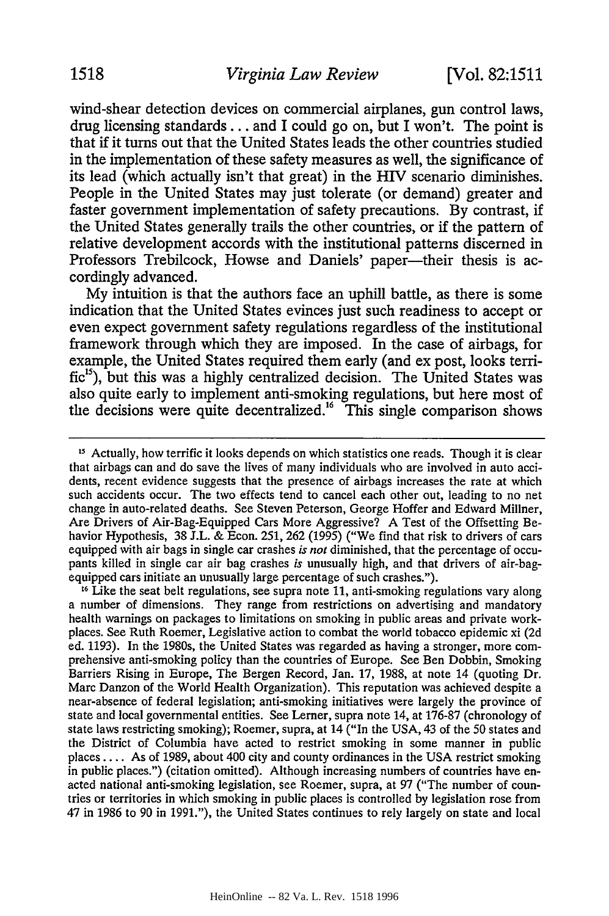wind-shear detection devices on commercial airplanes, gun control laws, drug licensing standards . . . and I could go on, but I won't. The point is that if it turns out that the United States leads the other countries studied in the implementation of these safety measures as well, the significance of its lead (which actually isn't that great) in the HIV scenario diminishes. People in the United States may just tolerate (or demand) greater and faster government implementation of safety precautions. By contrast, if the United States generally trails the other countries, or if the pattern of relative development accords with the institutional patterns discerned in Professors Trebilcock, Howse and Daniels' paper—their thesis is accordingly advanced.

My intuition is that the authors face an uphill battle, as there is some indication that the United States evinces just such readiness to accept or even expect government safety regulations regardless of the institutional framework through which they are imposed. In the case of airbags, for example, the United States required them early (and ex post, looks terrific[15]), but this was a highly centralized decision. The United States was also quite early to implement anti-smoking regulations, but here most of the decisions were quite decentralized.[16] This single comparison shows

---

[15] Actually, how terrific it looks depends on which statistics one reads. Though it is clear that airbags can and do save the lives of many individuals who are involved in auto accidents, recent evidence suggests that the presence of airbags increases the rate at which such accidents occur. The two effects tend to cancel each other out, leading to no net change in auto-related deaths. See Steven Peterson, George Hoffer and Edward Millner, Are Drivers of Air-Bag-Equipped Cars More Aggressive? A Test of the Offsetting Behavior Hypothesis, 38 J.L. & Econ. 251, 262 (1995) ("We find that risk to drivers of cars equipped with air bags in single car crashes *is not* diminished, that the percentage of occupants killed in single car air bag crashes *is* unusually high, and that drivers of air-bag-equipped cars initiate an unusually large percentage of such crashes.").

[16] Like the seat belt regulations, see supra note 11, anti-smoking regulations vary along a number of dimensions. They range from restrictions on advertising and mandatory health warnings on packages to limitations on smoking in public areas and private workplaces. See Ruth Roemer, Legislative action to combat the world tobacco epidemic xi (2d ed. 1193). In the 1980s, the United States was regarded as having a stronger, more comprehensive anti-smoking policy than the countries of Europe. See Ben Dobbin, Smoking Barriers Rising in Europe, The Bergen Record, Jan. 17, 1988, at note 14 (quoting Dr. Marc Danzon of the World Health Organization). This reputation was achieved despite a near-absence of federal legislation; anti-smoking initiatives were largely the province of state and local governmental entities. See Lerner, supra note 14, at 176-87 (chronology of state laws restricting smoking); Roemer, supra, at 14 ("In the USA, 43 of the 50 states and the District of Columbia have acted to restrict smoking in some manner in public places . . . . As of 1989, about 400 city and county ordinances in the USA restrict smoking in public places.") (citation omitted). Although increasing numbers of countries have enacted national anti-smoking legislation, see Roemer, supra, at 97 ("The number of countries or territories in which smoking in public places is controlled by legislation rose from 47 in 1986 to 90 in 1991."), the United States continues to rely largely on state and local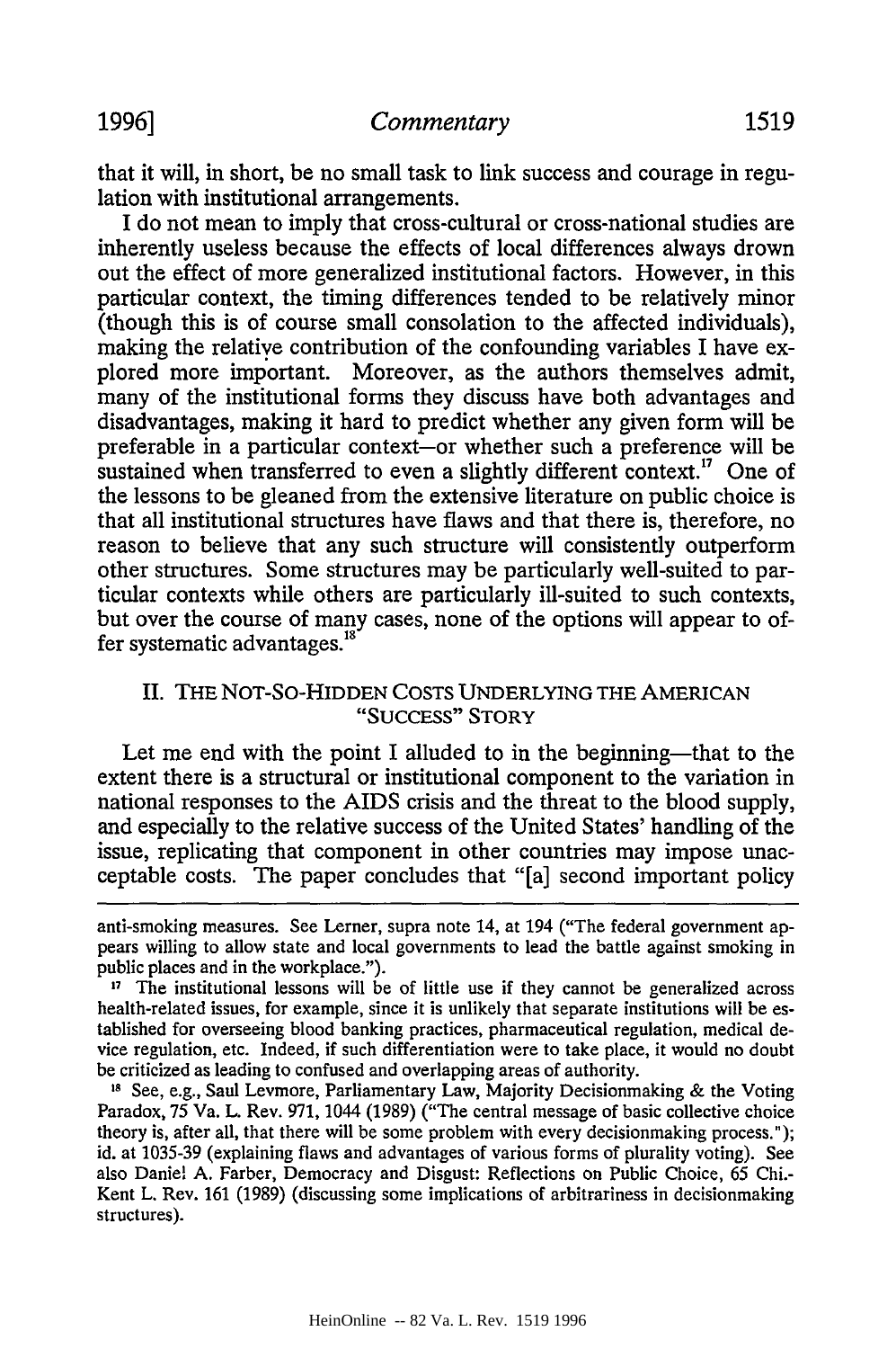that it will, in short, be no small task to link success and courage in regulation with institutional arrangements.

I do not mean to imply that cross-cultural or cross-national studies are inherently useless because the effects of local differences always drown out the effect of more generalized institutional factors. However, in this particular context, the timing differences tended to be relatively minor (though this is of course small consolation to the affected individuals), making the relative contribution of the confounding variables I have explored more important. Moreover, as the authors themselves admit, many of the institutional forms they discuss have both advantages and disadvantages, making it hard to predict whether any given form will be preferable in a particular context—or whether such a preference will be sustained when transferred to even a slightly different context.[17] One of the lessons to be gleaned from the extensive literature on public choice is that all institutional structures have flaws and that there is, therefore, no reason to believe that any such structure will consistently outperform other structures. Some structures may be particularly well-suited to particular contexts while others are particularly ill-suited to such contexts, but over the course of many cases, none of the options will appear to offer systematic advantages.[18]

## II. THE NOT-SO-HIDDEN COSTS UNDERLYING THE AMERICAN "SUCCESS" STORY

Let me end with the point I alluded to in the beginning—that to the extent there is a structural or institutional component to the variation in national responses to the AIDS crisis and the threat to the blood supply, and especially to the relative success of the United States' handling of the issue, replicating that component in other countries may impose unacceptable costs. The paper concludes that "[a] second important policy

---

anti-smoking measures. See Lerner, supra note 14, at 194 ("The federal government appears willing to allow state and local governments to lead the battle against smoking in public places and in the workplace.").

[17] The institutional lessons will be of little use if they cannot be generalized across health-related issues, for example, since it is unlikely that separate institutions will be established for overseeing blood banking practices, pharmaceutical regulation, medical device regulation, etc. Indeed, if such differentiation were to take place, it would no doubt be criticized as leading to confused and overlapping areas of authority.

[18] See, e.g., Saul Levmore, Parliamentary Law, Majority Decisionmaking & the Voting Paradox, 75 Va. L. Rev. 971, 1044 (1989) ("The central message of basic collective choice theory is, after all, that there will be some problem with every decisionmaking process."); id. at 1035-39 (explaining flaws and advantages of various forms of plurality voting). See also Daniel A. Farber, Democracy and Disgust: Reflections on Public Choice, 65 Chi.-Kent L. Rev. 161 (1989) (discussing some implications of arbitrariness in decisionmaking structures).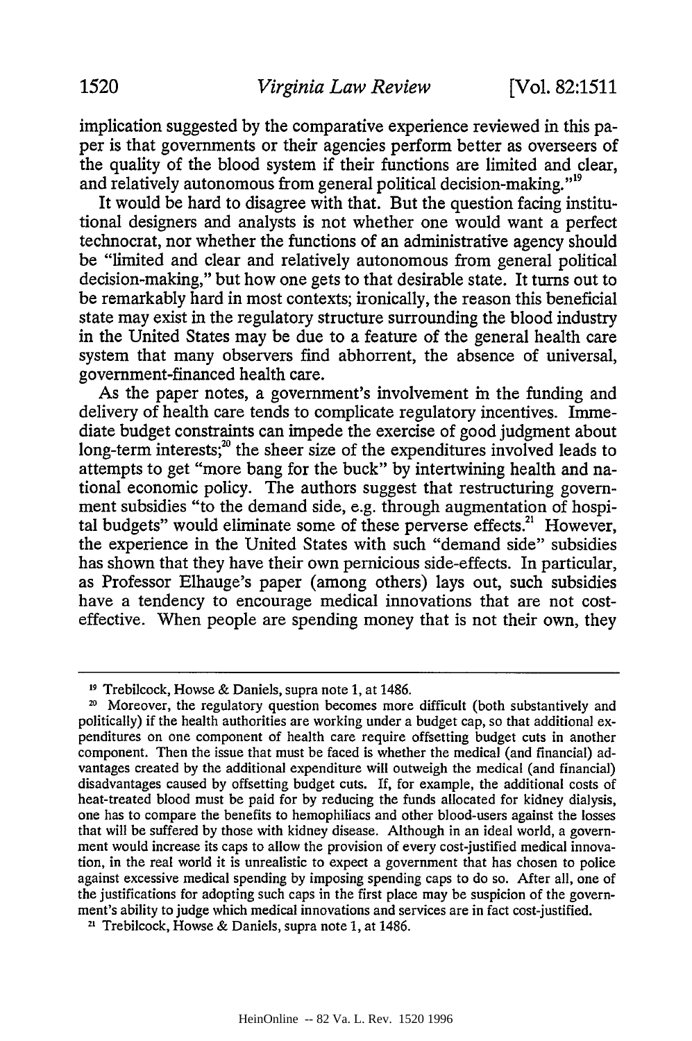implication suggested by the comparative experience reviewed in this paper is that governments or their agencies perform better as overseers of the quality of the blood system if their functions are limited and clear, and relatively autonomous from general political decision-making."[19]

It would be hard to disagree with that. But the question facing institutional designers and analysts is not whether one would want a perfect technocrat, nor whether the functions of an administrative agency should be "limited and clear and relatively autonomous from general political decision-making," but how one gets to that desirable state. It turns out to be remarkably hard in most contexts; ironically, the reason this beneficial state may exist in the regulatory structure surrounding the blood industry in the United States may be due to a feature of the general health care system that many observers find abhorrent, the absence of universal, government-financed health care.

As the paper notes, a government's involvement in the funding and delivery of health care tends to complicate regulatory incentives. Immediate budget constraints can impede the exercise of good judgment about long-term interests;[20] the sheer size of the expenditures involved leads to attempts to get "more bang for the buck" by intertwining health and national economic policy. The authors suggest that restructuring government subsidies "to the demand side, e.g. through augmentation of hospital budgets" would eliminate some of these perverse effects.[21] However, the experience in the United States with such "demand side" subsidies has shown that they have their own pernicious side-effects. In particular, as Professor Elhauge's paper (among others) lays out, such subsidies have a tendency to encourage medical innovations that are not cost-effective. When people are spending money that is not their own, they

---

[19] Trebilcock, Howse & Daniels, supra note 1, at 1486.

[20] Moreover, the regulatory question becomes more difficult (both substantively and politically) if the health authorities are working under a budget cap, so that additional expenditures on one component of health care require offsetting budget cuts in another component. Then the issue that must be faced is whether the medical (and financial) advantages created by the additional expenditure will outweigh the medical (and financial) disadvantages caused by offsetting budget cuts. If, for example, the additional costs of heat-treated blood must be paid for by reducing the funds allocated for kidney dialysis, one has to compare the benefits to hemophiliacs and other blood-users against the losses that will be suffered by those with kidney disease. Although in an ideal world, a government would increase its caps to allow the provision of every cost-justified medical innovation, in the real world it is unrealistic to expect a government that has chosen to police against excessive medical spending by imposing spending caps to do so. After all, one of the justifications for adopting such caps in the first place may be suspicion of the government's ability to judge which medical innovations and services are in fact cost-justified.

[21] Trebilcock, Howse & Daniels, supra note 1, at 1486.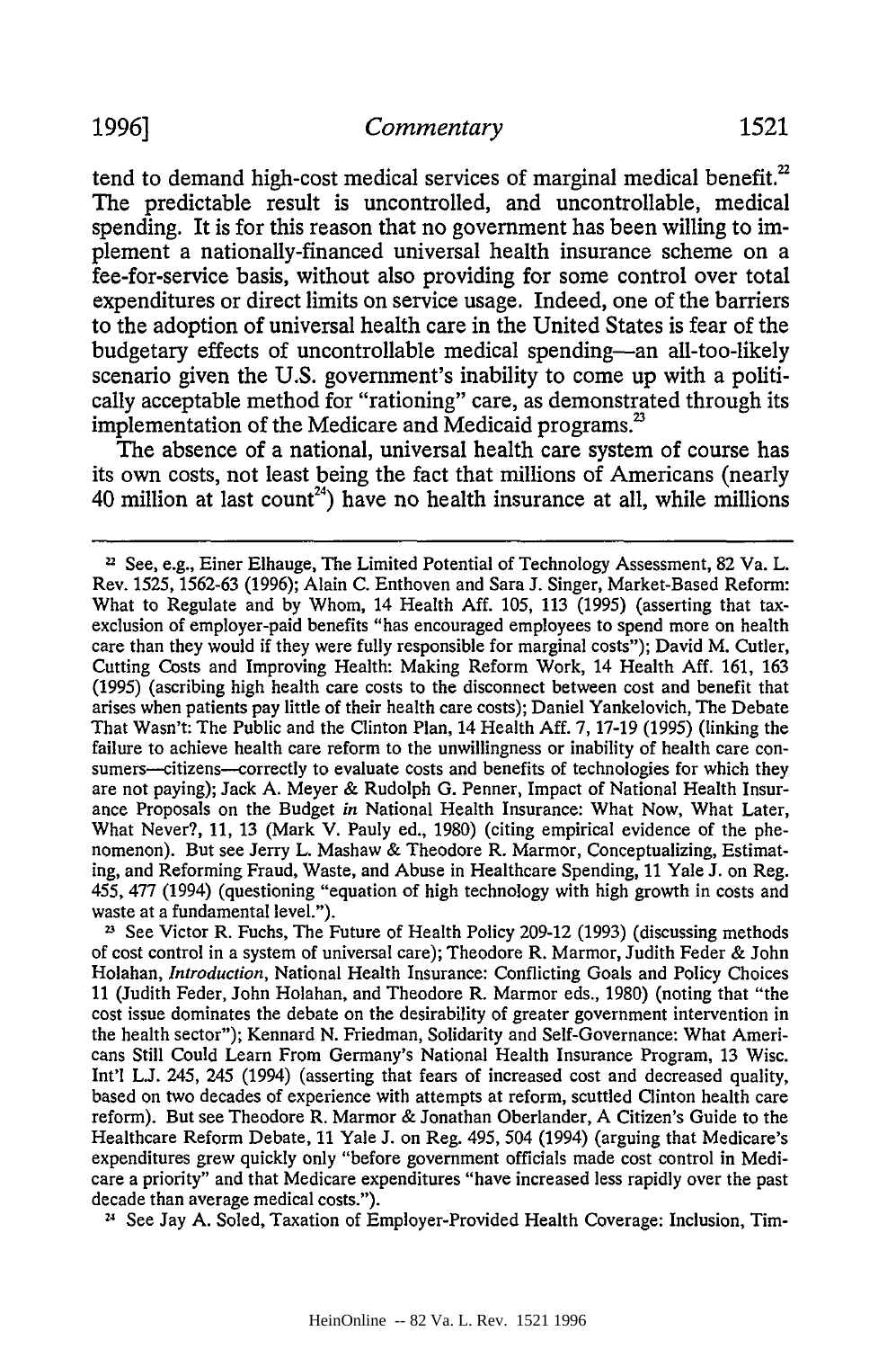tend to demand high-cost medical services of marginal medical benefit.[22] The predictable result is uncontrolled, and uncontrollable, medical spending. It is for this reason that no government has been willing to implement a nationally-financed universal health insurance scheme on a fee-for-service basis, without also providing for some control over total expenditures or direct limits on service usage. Indeed, one of the barriers to the adoption of universal health care in the United States is fear of the budgetary effects of uncontrollable medical spending—an all-too-likely scenario given the U.S. government's inability to come up with a politically acceptable method for "rationing" care, as demonstrated through its implementation of the Medicare and Medicaid programs.[23]

The absence of a national, universal health care system of course has its own costs, not least being the fact that millions of Americans (nearly 40 million at last count[24]) have no health insurance at all, while millions

---

[22] See, e.g., Einer Elhauge, The Limited Potential of Technology Assessment, 82 Va. L. Rev. 1525, 1562-63 (1996); Alain C. Enthoven and Sara J. Singer, Market-Based Reform: What to Regulate and by Whom, 14 Health Aff. 105, 113 (1995) (asserting that tax-exclusion of employer-paid benefits "has encouraged employees to spend more on health care than they would if they were fully responsible for marginal costs"); David M. Cutler, Cutting Costs and Improving Health: Making Reform Work, 14 Health Aff. 161, 163 (1995) (ascribing high health care costs to the disconnect between cost and benefit that arises when patients pay little of their health care costs); Daniel Yankelovich, The Debate That Wasn't: The Public and the Clinton Plan, 14 Health Aff. 7, 17-19 (1995) (linking the failure to achieve health care reform to the unwillingness or inability of health care consumers—citizens—correctly to evaluate costs and benefits of technologies for which they are not paying); Jack A. Meyer & Rudolph G. Penner, Impact of National Health Insurance Proposals on the Budget *in* National Health Insurance: What Now, What Later, What Never?, 11, 13 (Mark V. Pauly ed., 1980) (citing empirical evidence of the phenomenon). But see Jerry L. Mashaw & Theodore R. Marmor, Conceptualizing, Estimating, and Reforming Fraud, Waste, and Abuse in Healthcare Spending, 11 Yale J. on Reg. 455, 477 (1994) (questioning "equation of high technology with high growth in costs and waste at a fundamental level.").

[23] See Victor R. Fuchs, The Future of Health Policy 209-12 (1993) (discussing methods of cost control in a system of universal care); Theodore R. Marmor, Judith Feder & John Holahan, *Introduction*, National Health Insurance: Conflicting Goals and Policy Choices 11 (Judith Feder, John Holahan, and Theodore R. Marmor eds., 1980) (noting that "the cost issue dominates the debate on the desirability of greater government intervention in the health sector"); Kennard N. Friedman, Solidarity and Self-Governance: What Americans Still Could Learn From Germany's National Health Insurance Program, 13 Wisc. Int'l L.J. 245, 245 (1994) (asserting that fears of increased cost and decreased quality, based on two decades of experience with attempts at reform, scuttled Clinton health care reform). But see Theodore R. Marmor & Jonathan Oberlander, A Citizen's Guide to the Healthcare Reform Debate, 11 Yale J. on Reg. 495, 504 (1994) (arguing that Medicare's expenditures grew quickly only "before government officials made cost control in Medicare a priority" and that Medicare expenditures "have increased less rapidly over the past decade than average medical costs.").

[24] See Jay A. Soled, Taxation of Employer-Provided Health Coverage: Inclusion, Tim-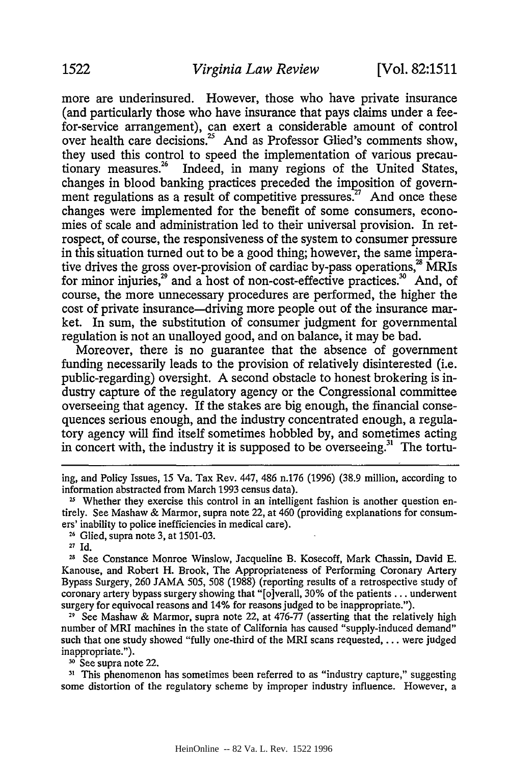more are underinsured. However, those who have private insurance (and particularly those who have insurance that pays claims under a fee-for-service arrangement), can exert a considerable amount of control over health care decisions.[25] And as Professor Glied's comments show, they used this control to speed the implementation of various precautionary measures.[26] Indeed, in many regions of the United States, changes in blood banking practices preceded the imposition of government regulations as a result of competitive pressures.[27] And once these changes were implemented for the benefit of some consumers, economies of scale and administration led to their universal provision. In retrospect, of course, the responsiveness of the system to consumer pressure in this situation turned out to be a good thing; however, the same imperative drives the gross over-provision of cardiac by-pass operations,[28] MRIs for minor injuries,[29] and a host of non-cost-effective practices.[30] And, of course, the more unnecessary procedures are performed, the higher the cost of private insurance—driving more people out of the insurance market. In sum, the substitution of consumer judgment for governmental regulation is not an unalloyed good, and on balance, it may be bad.

Moreover, there is no guarantee that the absence of government funding necessarily leads to the provision of relatively disinterested (i.e. public-regarding) oversight. A second obstacle to honest brokering is industry capture of the regulatory agency or the Congressional committee overseeing that agency. If the stakes are big enough, the financial consequences serious enough, and the industry concentrated enough, a regulatory agency will find itself sometimes hobbled by, and sometimes acting in concert with, the industry it is supposed to be overseeing.[31] The tortu-

---

ing, and Policy Issues, 15 Va. Tax Rev. 447, 486 n.176 (1996) (38.9 million, according to information abstracted from March 1993 census data).

[25] Whether they exercise this control in an intelligent fashion is another question entirely. See Mashaw & Marmor, supra note 22, at 460 (providing explanations for consumers' inability to police inefficiencies in medical care).

[26] Glied, supra note 3, at 1501-03.

[27] Id.

[28] See Constance Monroe Winslow, Jacqueline B. Kosecoff, Mark Chassin, David E. Kanouse, and Robert H. Brook, The Appropriateness of Performing Coronary Artery Bypass Surgery, 260 JAMA 505, 508 (1988) (reporting results of a retrospective study of coronary artery bypass surgery showing that "[o]verall, 30% of the patients . . . underwent surgery for equivocal reasons and 14% for reasons judged to be inappropriate.").

[29] See Mashaw & Marmor, supra note 22, at 476-77 (asserting that the relatively high number of MRI machines in the state of California has caused "supply-induced demand" such that one study showed "fully one-third of the MRI scans requested, . . . were judged inappropriate.").

[30] See supra note 22.

[31] This phenomenon has sometimes been referred to as "industry capture," suggesting some distortion of the regulatory scheme by improper industry influence. However, a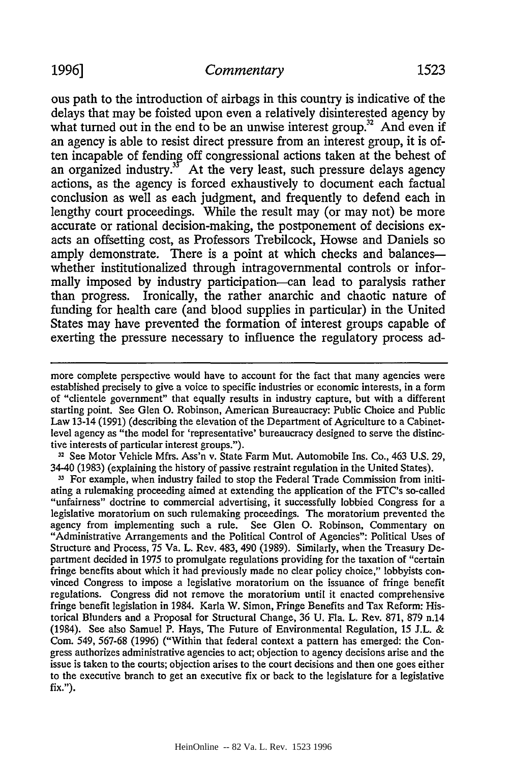ous path to the introduction of airbags in this country is indicative of the delays that may be foisted upon even a relatively disinterested agency by what turned out in the end to be an unwise interest group.[32] And even if an agency is able to resist direct pressure from an interest group, it is often incapable of fending off congressional actions taken at the behest of an organized industry.[33] At the very least, such pressure delays agency actions, as the agency is forced exhaustively to document each factual conclusion as well as each judgment, and frequently to defend each in lengthy court proceedings. While the result may (or may not) be more accurate or rational decision-making, the postponement of decisions exacts an offsetting cost, as Professors Trebilcock, Howse and Daniels so amply demonstrate. There is a point at which checks and balances—whether institutionalized through intragovernmental controls or informally imposed by industry participation—can lead to paralysis rather than progress. Ironically, the rather anarchic and chaotic nature of funding for health care (and blood supplies in particular) in the United States may have prevented the formation of interest groups capable of exerting the pressure necessary to influence the regulatory process ad-

---

more complete perspective would have to account for the fact that many agencies were established precisely to give a voice to specific industries or economic interests, in a form of "clientele government" that equally results in industry capture, but with a different starting point. See Glen O. Robinson, American Bureaucracy: Public Choice and Public Law 13-14 (1991) (describing the elevation of the Department of Agriculture to a Cabinet-level agency as "the model for 'representative' bureaucracy designed to serve the distinctive interests of particular interest groups.").

[32] See Motor Vehicle Mfrs. Ass'n v. State Farm Mut. Automobile Ins. Co., 463 U.S. 29, 34-40 (1983) (explaining the history of passive restraint regulation in the United States).

[33] For example, when industry failed to stop the Federal Trade Commission from initiating a rulemaking proceeding aimed at extending the application of the FTC's so-called "unfairness" doctrine to commercial advertising, it successfully lobbied Congress for a legislative moratorium on such rulemaking proceedings. The moratorium prevented the agency from implementing such a rule. See Glen O. Robinson, Commentary on "Administrative Arrangements and the Political Control of Agencies": Political Uses of Structure and Process, 75 Va. L. Rev. 483, 490 (1989). Similarly, when the Treasury Department decided in 1975 to promulgate regulations providing for the taxation of "certain fringe benefits about which it had previously made no clear policy choice," lobbyists convinced Congress to impose a legislative moratorium on the issuance of fringe benefit regulations. Congress did not remove the moratorium until it enacted comprehensive fringe benefit legislation in 1984. Karla W. Simon, Fringe Benefits and Tax Reform: Historical Blunders and a Proposal for Structural Change, 36 U. Fla. L. Rev. 871, 879 n.14 (1984). See also Samuel P. Hays, The Future of Environmental Regulation, 15 J.L. & Com. 549, 567-68 (1996) ("Within that federal context a pattern has emerged: the Congress authorizes administrative agencies to act; objection to agency decisions arise and the issue is taken to the courts; objection arises to the court decisions and then one goes either to the executive branch to get an executive fix or back to the legislature for a legislative fix.").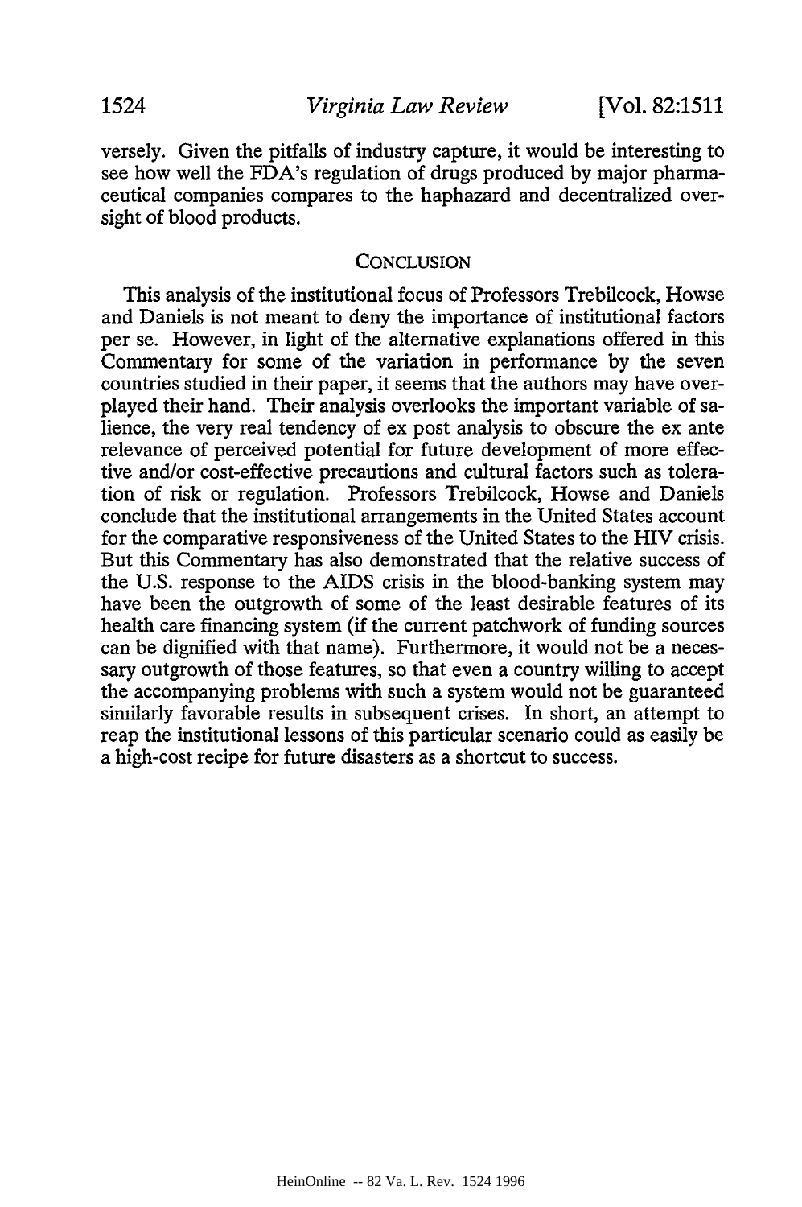versely. Given the pitfalls of industry capture, it would be interesting to see how well the FDA's regulation of drugs produced by major pharmaceutical companies compares to the haphazard and decentralized oversight of blood products.

## CONCLUSION

This analysis of the institutional focus of Professors Trebilcock, Howse and Daniels is not meant to deny the importance of institutional factors per se. However, in light of the alternative explanations offered in this Commentary for some of the variation in performance by the seven countries studied in their paper, it seems that the authors may have overplayed their hand. Their analysis overlooks the important variable of salience, the very real tendency of ex post analysis to obscure the ex ante relevance of perceived potential for future development of more effective and/or cost-effective precautions and cultural factors such as toleration of risk or regulation. Professors Trebilcock, Howse and Daniels conclude that the institutional arrangements in the United States account for the comparative responsiveness of the United States to the HIV crisis. But this Commentary has also demonstrated that the relative success of the U.S. response to the AIDS crisis in the blood-banking system may have been the outgrowth of some of the least desirable features of its health care financing system (if the current patchwork of funding sources can be dignified with that name). Furthermore, it would not be a necessary outgrowth of those features, so that even a country willing to accept the accompanying problems with such a system would not be guaranteed similarly favorable results in subsequent crises. In short, an attempt to reap the institutional lessons of this particular scenario could as easily be a high-cost recipe for future disasters as a shortcut to success.